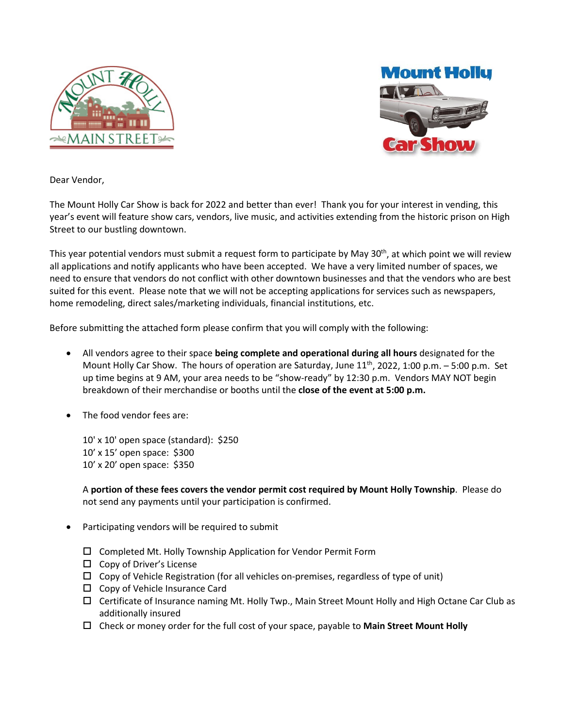Dear Vendor,

The Mount Holly Car Show is back for 2022 and better than ever! Thank you for your interest in vending, this year's event will feature show cars, vendors, live music, and activities extending from the historic prison on High Street to our bustling downtown.

This year potential vendors must submit a request form to participate by May 30th, at which point we will review all applications and notify applicants who have been accepted. We have a very limited number of spaces, we need to ensure that vendors do not conflict with other downtown businesses and that the vendors who are best suited for this event. Please note that we will not be accepting applications for services such as newspapers, home remodeling, direct sales/marketing individuals, financial institutions, etc.

Before submitting the attached form please confirm that you will comply with the following:

- All vendors agree to their space **being complete and operational during all hours** designated for the Mount Holly Car Show. The hours of operation are Saturday, June 11th, 2022, 1:00 p.m. – 5:00 p.m. Set up time begins at 9 AM, your area needs to be "show-ready" by 12:30 p.m. Vendors MAY NOT begin breakdown of their merchandise or booths until the **close of the event at 5:00 p.m.**

- The food vendor fees are:

  10' x 10' open space (standard): $250
  10' x 15' open space: $300
  10' x 20' open space: $350

  A **portion of these fees covers the vendor permit cost required by Mount Holly Township**. Please do not send any payments until your participation is confirmed.

- Participating vendors will be required to submit

  - ☐ Completed Mt. Holly Township Application for Vendor Permit Form
  - ☐ Copy of Driver's License
  - ☐ Copy of Vehicle Registration (for all vehicles on-premises, regardless of type of unit)
  - ☐ Copy of Vehicle Insurance Card
  - ☐ Certificate of Insurance naming Mt. Holly Twp., Main Street Mount Holly and High Octane Car Club as additionally insured
  - ☐ Check or money order for the full cost of your space, payable to **Main Street Mount Holly**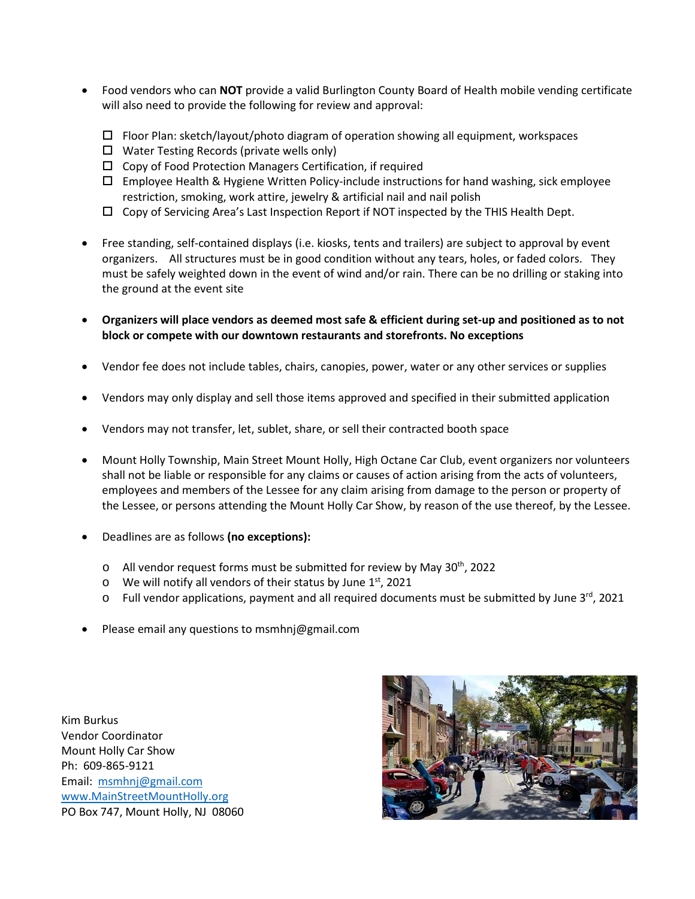- Food vendors who can **NOT** provide a valid Burlington County Board of Health mobile vending certificate will also need to provide the following for review and approval:

  - ☐ Floor Plan: sketch/layout/photo diagram of operation showing all equipment, workspaces
  - ☐ Water Testing Records (private wells only)
  - ☐ Copy of Food Protection Managers Certification, if required
  - ☐ Employee Health & Hygiene Written Policy-include instructions for hand washing, sick employee restriction, smoking, work attire, jewelry & artificial nail and nail polish
  - ☐ Copy of Servicing Area's Last Inspection Report if NOT inspected by the THIS Health Dept.

- Free standing, self-contained displays (i.e. kiosks, tents and trailers) are subject to approval by event organizers. All structures must be in good condition without any tears, holes, or faded colors. They must be safely weighted down in the event of wind and/or rain. There can be no drilling or staking into the ground at the event site

- **Organizers will place vendors as deemed most safe & efficient during set-up and positioned as to not block or compete with our downtown restaurants and storefronts. No exceptions**

- Vendor fee does not include tables, chairs, canopies, power, water or any other services or supplies

- Vendors may only display and sell those items approved and specified in their submitted application

- Vendors may not transfer, let, sublet, share, or sell their contracted booth space

- Mount Holly Township, Main Street Mount Holly, High Octane Car Club, event organizers nor volunteers shall not be liable or responsible for any claims or causes of action arising from the acts of volunteers, employees and members of the Lessee for any claim arising from damage to the person or property of the Lessee, or persons attending the Mount Holly Car Show, by reason of the use thereof, by the Lessee.

- Deadlines are as follows **(no exceptions):**

  - All vendor request forms must be submitted for review by May 30th, 2022
  - We will notify all vendors of their status by June 1st, 2021
  - Full vendor applications, payment and all required documents must be submitted by June 3rd, 2021

- Please email any questions to msmhnj@gmail.com

Kim Burkus
Vendor Coordinator
Mount Holly Car Show
Ph: 609-865-9121
Email: [msmhnj@gmail.com](mailto:msmhnj@gmail.com)
[www.MainStreetMountHolly.org](http://www.MainStreetMountHolly.org)
PO Box 747, Mount Holly, NJ 08060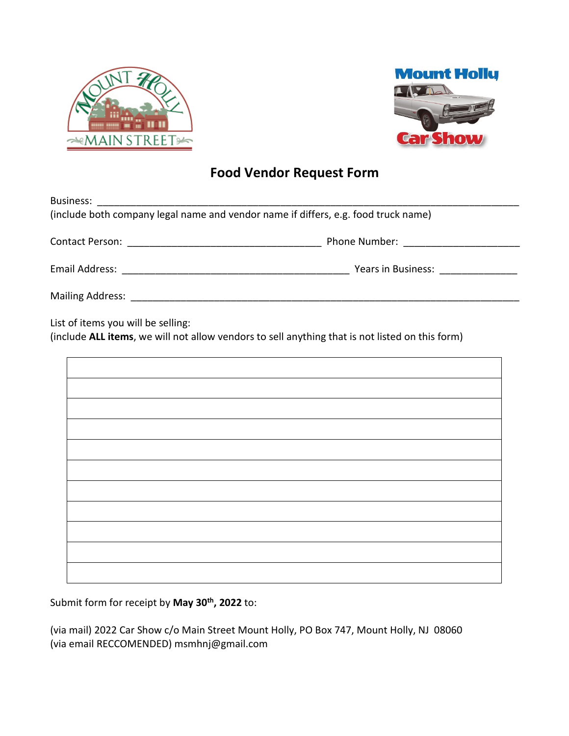# Food Vendor Request Form

Business: ___________________________________________________________________________
(include both company legal name and vendor name if differs, e.g. food truck name)

Contact Person: ___________________________________ Phone Number: _____________________

Email Address: _________________________________________ Years in Business: ______________

Mailing Address: _______________________________________________________________________

List of items you will be selling:
(include **ALL items**, we will not allow vendors to sell anything that is not listed on this form)

| |
|---|
| |
| |
| |
| |
| |
| |
| |
| |
| |
| |

Submit form for receipt by **May 30th, 2022** to:

(via mail) 2022 Car Show c/o Main Street Mount Holly, PO Box 747, Mount Holly, NJ 08060
(via email RECCOMENDED) msmhnj@gmail.com